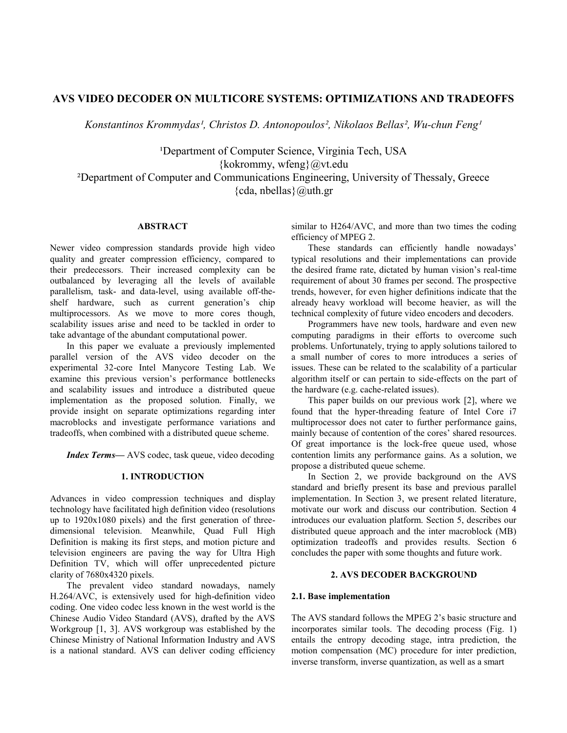# AVS VIDEO DECODER ON MULTICORE SYSTEMS: OPTIMIZATIONS AND TRADEOFFS

*Konstantinos Krommydas[1], Christos D. Antonopoulos[2], Nikolaos Bellas[2], Wu-chun Feng[1]*

[1]Department of Computer Science, Virginia Tech, USA
{kokrommy, wfeng}@vt.edu
[2]Department of Computer and Communications Engineering, University of Thessaly, Greece
{cda, nbellas}@uth.gr

## ABSTRACT

Newer video compression standards provide high video quality and greater compression efficiency, compared to their predecessors. Their increased complexity can be outbalanced by leveraging all the levels of available parallelism, task- and data-level, using available off-the-shelf hardware, such as current generation's chip multiprocessors. As we move to more cores though, scalability issues arise and need to be tackled in order to take advantage of the abundant computational power.

In this paper we evaluate a previously implemented parallel version of the AVS video decoder on the experimental 32-core Intel Manycore Testing Lab. We examine this previous version's performance bottlenecks and scalability issues and introduce a distributed queue implementation as the proposed solution. Finally, we provide insight on separate optimizations regarding inter macroblocks and investigate performance variations and tradeoffs, when combined with a distributed queue scheme.

***Index Terms***— AVS codec, task queue, video decoding

## 1. INTRODUCTION

Advances in video compression techniques and display technology have facilitated high definition video (resolutions up to 1920x1080 pixels) and the first generation of three-dimensional television. Meanwhile, Quad Full High Definition is making its first steps, and motion picture and television engineers are paving the way for Ultra High Definition TV, which will offer unprecedented picture clarity of 7680x4320 pixels.

The prevalent video standard nowadays, namely H.264/AVC, is extensively used for high-definition video coding. One video codec less known in the west world is the Chinese Audio Video Standard (AVS), drafted by the AVS Workgroup [1, 3]. AVS workgroup was established by the Chinese Ministry of National Information Industry and AVS is a national standard. AVS can deliver coding efficiency similar to H264/AVC, and more than two times the coding efficiency of MPEG 2.

These standards can efficiently handle nowadays' typical resolutions and their implementations can provide the desired frame rate, dictated by human vision's real-time requirement of about 30 frames per second. The prospective trends, however, for even higher definitions indicate that the already heavy workload will become heavier, as will the technical complexity of future video encoders and decoders.

Programmers have new tools, hardware and even new computing paradigms in their efforts to overcome such problems. Unfortunately, trying to apply solutions tailored to a small number of cores to more introduces a series of issues. These can be related to the scalability of a particular algorithm itself or can pertain to side-effects on the part of the hardware (e.g. cache-related issues).

This paper builds on our previous work [2], where we found that the hyper-threading feature of Intel Core i7 multiprocessor does not cater to further performance gains, mainly because of contention of the cores' shared resources. Of great importance is the lock-free queue used, whose contention limits any performance gains. As a solution, we propose a distributed queue scheme.

In Section 2, we provide background on the AVS standard and briefly present its base and previous parallel implementation. In Section 3, we present related literature, motivate our work and discuss our contribution. Section 4 introduces our evaluation platform. Section 5, describes our distributed queue approach and the inter macroblock (MB) optimization tradeoffs and provides results. Section 6 concludes the paper with some thoughts and future work.

## 2. AVS DECODER BACKGROUND

### 2.1. Base implementation

The AVS standard follows the MPEG 2's basic structure and incorporates similar tools. The decoding process (Fig. 1) entails the entropy decoding stage, intra prediction, the motion compensation (MC) procedure for inter prediction, inverse transform, inverse quantization, as well as a smart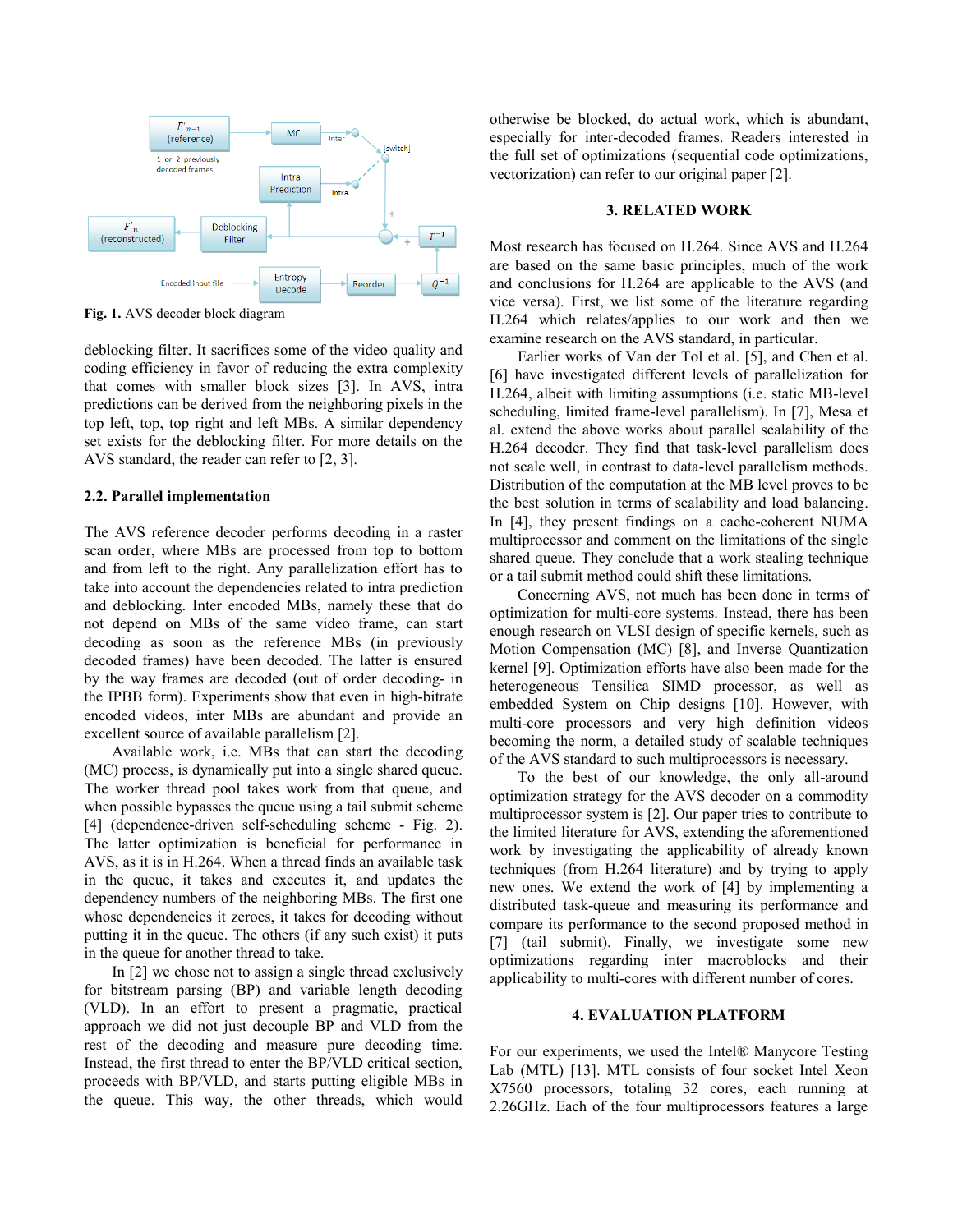Fig. 1. AVS decoder block diagram

deblocking filter. It sacrifices some of the video quality and coding efficiency in favor of reducing the extra complexity that comes with smaller block sizes [3]. In AVS, intra predictions can be derived from the neighboring pixels in the top left, top, top right and left MBs. A similar dependency set exists for the deblocking filter. For more details on the AVS standard, the reader can refer to [2, 3].

### 2.2. Parallel implementation

The AVS reference decoder performs decoding in a raster scan order, where MBs are processed from top to bottom and from left to the right. Any parallelization effort has to take into account the dependencies related to intra prediction and deblocking. Inter encoded MBs, namely these that do not depend on MBs of the same video frame, can start decoding as soon as the reference MBs (in previously decoded frames) have been decoded. The latter is ensured by the way frames are decoded (out of order decoding- in the IPBB form). Experiments show that even in high-bitrate encoded videos, inter MBs are abundant and provide an excellent source of available parallelism [2].

Available work, i.e. MBs that can start the decoding (MC) process, is dynamically put into a single shared queue. The worker thread pool takes work from that queue, and when possible bypasses the queue using a tail submit scheme [4] (dependence-driven self-scheduling scheme - Fig. 2). The latter optimization is beneficial for performance in AVS, as it is in H.264. When a thread finds an available task in the queue, it takes and executes it, and updates the dependency numbers of the neighboring MBs. The first one whose dependencies it zeroes, it takes for decoding without putting it in the queue. The others (if any such exist) it puts in the queue for another thread to take.

In [2] we chose not to assign a single thread exclusively for bitstream parsing (BP) and variable length decoding (VLD). In an effort to present a pragmatic, practical approach we did not just decouple BP and VLD from the rest of the decoding and measure pure decoding time. Instead, the first thread to enter the BP/VLD critical section, proceeds with BP/VLD, and starts putting eligible MBs in the queue. This way, the other threads, which would otherwise be blocked, do actual work, which is abundant, especially for inter-decoded frames. Readers interested in the full set of optimizations (sequential code optimizations, vectorization) can refer to our original paper [2].

## 3. RELATED WORK

Most research has focused on H.264. Since AVS and H.264 are based on the same basic principles, much of the work and conclusions for H.264 are applicable to the AVS (and vice versa). First, we list some of the literature regarding H.264 which relates/applies to our work and then we examine research on the AVS standard, in particular.

Earlier works of Van der Tol et al. [5], and Chen et al. [6] have investigated different levels of parallelization for H.264, albeit with limiting assumptions (i.e. static MB-level scheduling, limited frame-level parallelism). In [7], Mesa et al. extend the above works about parallel scalability of the H.264 decoder. They find that task-level parallelism does not scale well, in contrast to data-level parallelism methods. Distribution of the computation at the MB level proves to be the best solution in terms of scalability and load balancing. In [4], they present findings on a cache-coherent NUMA multiprocessor and comment on the limitations of the single shared queue. They conclude that a work stealing technique or a tail submit method could shift these limitations.

Concerning AVS, not much has been done in terms of optimization for multi-core systems. Instead, there has been enough research on VLSI design of specific kernels, such as Motion Compensation (MC) [8], and Inverse Quantization kernel [9]. Optimization efforts have also been made for the heterogeneous Tensilica SIMD processor, as well as embedded System on Chip designs [10]. However, with multi-core processors and very high definition videos becoming the norm, a detailed study of scalable techniques of the AVS standard to such multiprocessors is necessary.

To the best of our knowledge, the only all-around optimization strategy for the AVS decoder on a commodity multiprocessor system is [2]. Our paper tries to contribute to the limited literature for AVS, extending the aforementioned work by investigating the applicability of already known techniques (from H.264 literature) and by trying to apply new ones. We extend the work of [4] by implementing a distributed task-queue and measuring its performance and compare its performance to the second proposed method in [7] (tail submit). Finally, we investigate some new optimizations regarding inter macroblocks and their applicability to multi-cores with different number of cores.

## 4. EVALUATION PLATFORM

For our experiments, we used the Intel® Manycore Testing Lab (MTL) [13]. MTL consists of four socket Intel Xeon X7560 processors, totaling 32 cores, each running at 2.26GHz. Each of the four multiprocessors features a large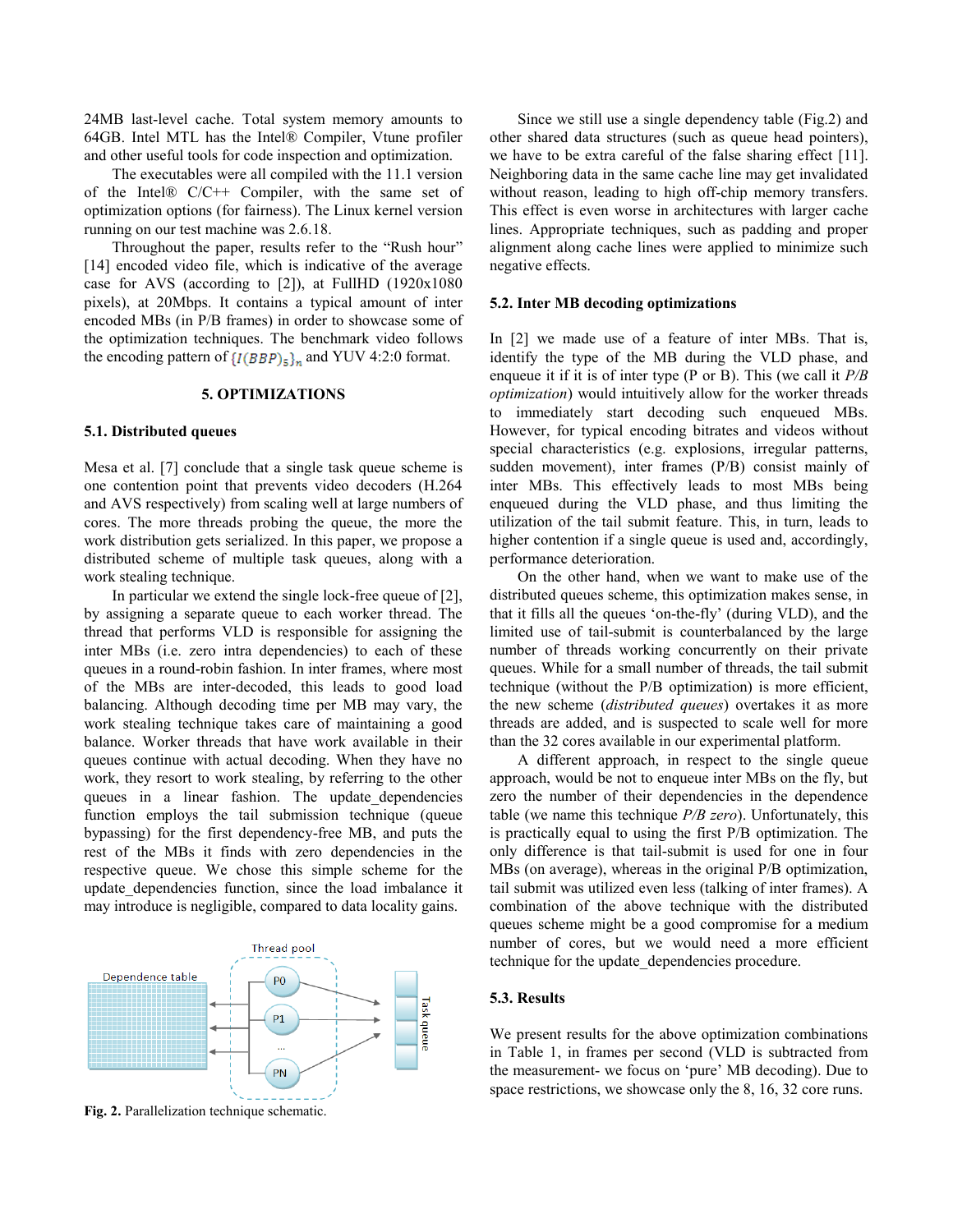24MB last-level cache. Total system memory amounts to 64GB. Intel MTL has the Intel® Compiler, Vtune profiler and other useful tools for code inspection and optimization.

The executables were all compiled with the 11.1 version of the Intel® C/C++ Compiler, with the same set of optimization options (for fairness). The Linux kernel version running on our test machine was 2.6.18.

Throughout the paper, results refer to the "Rush hour" [14] encoded video file, which is indicative of the average case for AVS (according to [2]), at FullHD (1920x1080 pixels), at 20Mbps. It contains a typical amount of inter encoded MBs (in P/B frames) in order to showcase some of the optimization techniques. The benchmark video follows the encoding pattern of $\{I(BBP)_5\}_n$ and YUV 4:2:0 format.

## 5. OPTIMIZATIONS

### 5.1. Distributed queues

Mesa et al. [7] conclude that a single task queue scheme is one contention point that prevents video decoders (H.264 and AVS respectively) from scaling well at large numbers of cores. The more threads probing the queue, the more the work distribution gets serialized. In this paper, we propose a distributed scheme of multiple task queues, along with a work stealing technique.

In particular we extend the single lock-free queue of [2], by assigning a separate queue to each worker thread. The thread that performs VLD is responsible for assigning the inter MBs (i.e. zero intra dependencies) to each of these queues in a round-robin fashion. In inter frames, where most of the MBs are inter-decoded, this leads to good load balancing. Although decoding time per MB may vary, the work stealing technique takes care of maintaining a good balance. Worker threads that have work available in their queues continue with actual decoding. When they have no work, they resort to work stealing, by referring to the other queues in a linear fashion. The update_dependencies function employs the tail submission technique (queue bypassing) for the first dependency-free MB, and puts the rest of the MBs it finds with zero dependencies in the respective queue. We chose this simple scheme for the update_dependencies function, since the load imbalance it may introduce is negligible, compared to data locality gains.

**Fig. 2.** Parallelization technique schematic.

Since we still use a single dependency table (Fig.2) and other shared data structures (such as queue head pointers), we have to be extra careful of the false sharing effect [11]. Neighboring data in the same cache line may get invalidated without reason, leading to high off-chip memory transfers. This effect is even worse in architectures with larger cache lines. Appropriate techniques, such as padding and proper alignment along cache lines were applied to minimize such negative effects.

### 5.2. Inter MB decoding optimizations

In [2] we made use of a feature of inter MBs. That is, identify the type of the MB during the VLD phase, and enqueue it if it is of inter type (P or B). This (we call it *P/B optimization*) would intuitively allow for the worker threads to immediately start decoding such enqueued MBs. However, for typical encoding bitrates and videos without special characteristics (e.g. explosions, irregular patterns, sudden movement), inter frames (P/B) consist mainly of inter MBs. This effectively leads to most MBs being enqueued during the VLD phase, and thus limiting the utilization of the tail submit feature. This, in turn, leads to higher contention if a single queue is used and, accordingly, performance deterioration.

On the other hand, when we want to make use of the distributed queues scheme, this optimization makes sense, in that it fills all the queues 'on-the-fly' (during VLD), and the limited use of tail-submit is counterbalanced by the large number of threads working concurrently on their private queues. While for a small number of threads, the tail submit technique (without the P/B optimization) is more efficient, the new scheme (*distributed queues*) overtakes it as more threads are added, and is suspected to scale well for more than the 32 cores available in our experimental platform.

A different approach, in respect to the single queue approach, would be not to enqueue inter MBs on the fly, but zero the number of their dependencies in the dependence table (we name this technique *P/B zero*). Unfortunately, this is practically equal to using the first P/B optimization. The only difference is that tail-submit is used for one in four MBs (on average), whereas in the original P/B optimization, tail submit was utilized even less (talking of inter frames). A combination of the above technique with the distributed queues scheme might be a good compromise for a medium number of cores, but we would need a more efficient technique for the update_dependencies procedure.

### 5.3. Results

We present results for the above optimization combinations in Table 1, in frames per second (VLD is subtracted from the measurement- we focus on 'pure' MB decoding). Due to space restrictions, we showcase only the 8, 16, 32 core runs.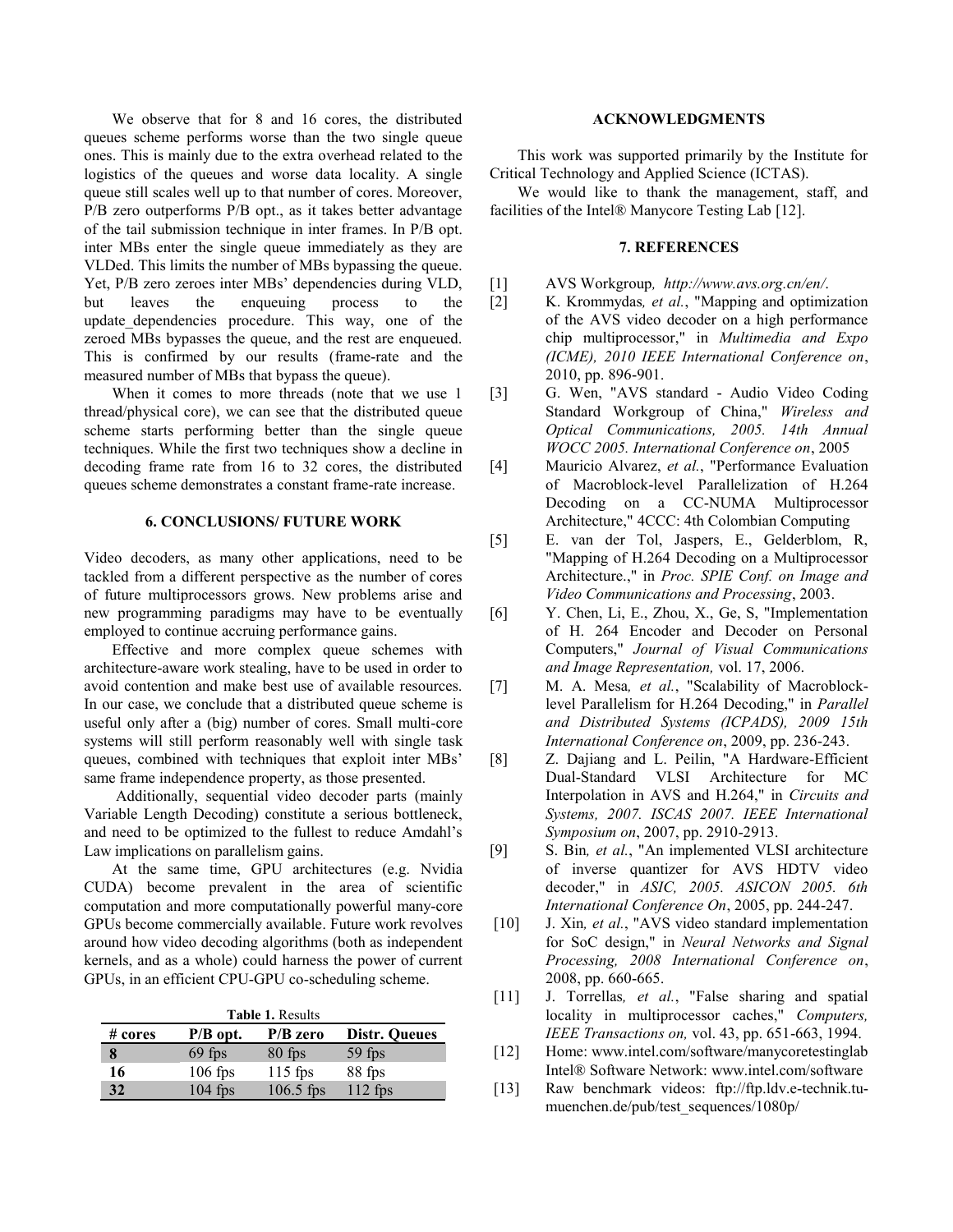We observe that for 8 and 16 cores, the distributed queues scheme performs worse than the two single queue ones. This is mainly due to the extra overhead related to the logistics of the queues and worse data locality. A single queue still scales well up to that number of cores. Moreover, P/B zero outperforms P/B opt., as it takes better advantage of the tail submission technique in inter frames. In P/B opt. inter MBs enter the single queue immediately as they are VLDed. This limits the number of MBs bypassing the queue. Yet, P/B zero zeroes inter MBs' dependencies during VLD, but leaves the enqueuing process to the update_dependencies procedure. This way, one of the zeroed MBs bypasses the queue, and the rest are enqueued. This is confirmed by our results (frame-rate and the measured number of MBs that bypass the queue).

When it comes to more threads (note that we use 1 thread/physical core), we can see that the distributed queue scheme starts performing better than the single queue techniques. While the first two techniques show a decline in decoding frame rate from 16 to 32 cores, the distributed queues scheme demonstrates a constant frame-rate increase.

## 6. CONCLUSIONS/ FUTURE WORK

Video decoders, as many other applications, need to be tackled from a different perspective as the number of cores of future multiprocessors grows. New problems arise and new programming paradigms may have to be eventually employed to continue accruing performance gains.

Effective and more complex queue schemes with architecture-aware work stealing, have to be used in order to avoid contention and make best use of available resources. In our case, we conclude that a distributed queue scheme is useful only after a (big) number of cores. Small multi-core systems will still perform reasonably well with single task queues, combined with techniques that exploit inter MBs' same frame independence property, as those presented.

Additionally, sequential video decoder parts (mainly Variable Length Decoding) constitute a serious bottleneck, and need to be optimized to the fullest to reduce Amdahl's Law implications on parallelism gains.

At the same time, GPU architectures (e.g. Nvidia CUDA) become prevalent in the area of scientific computation and more computationally powerful many-core GPUs become commercially available. Future work revolves around how video decoding algorithms (both as independent kernels, and as a whole) could harness the power of current GPUs, in an efficient CPU-GPU co-scheduling scheme.

**Table 1.** Results

| # cores | P/B opt. | P/B zero | Distr. Queues |
|---|---|---|---|
| **8** | 69 fps | 80 fps | 59 fps |
| **16** | 106 fps | 115 fps | 88 fps |
| **32** | 104 fps | 106.5 fps | 112 fps |

## ACKNOWLEDGMENTS

This work was supported primarily by the Institute for Critical Technology and Applied Science (ICTAS).

We would like to thank the management, staff, and facilities of the Intel® Manycore Testing Lab [12].

## 7. REFERENCES

[1] AVS Workgroup, *http://www.avs.org.cn/en/*.

[2] K. Krommydas, *et al.*, "Mapping and optimization of the AVS video decoder on a high performance chip multiprocessor," in *Multimedia and Expo (ICME), 2010 IEEE International Conference on*, 2010, pp. 896-901.

[3] G. Wen, "AVS standard - Audio Video Coding Standard Workgroup of China," *Wireless and Optical Communications, 2005. 14th Annual WOCC 2005. International Conference on*, 2005

[4] Mauricio Alvarez, *et al.*, "Performance Evaluation of Macroblock-level Parallelization of H.264 Decoding on a CC-NUMA Multiprocessor Architecture," 4CCC: 4th Colombian Computing

[5] E. van der Tol, Jaspers, E., Gelderblom, R, "Mapping of H.264 Decoding on a Multiprocessor Architecture.," in *Proc. SPIE Conf. on Image and Video Communications and Processing*, 2003.

[6] Y. Chen, Li, E., Zhou, X., Ge, S, "Implementation of H. 264 Encoder and Decoder on Personal Computers," *Journal of Visual Communications and Image Representation,* vol. 17, 2006.

[7] M. A. Mesa, *et al.*, "Scalability of Macroblock-level Parallelism for H.264 Decoding," in *Parallel and Distributed Systems (ICPADS), 2009 15th International Conference on*, 2009, pp. 236-243.

[8] Z. Dajiang and L. Peilin, "A Hardware-Efficient Dual-Standard VLSI Architecture for MC Interpolation in AVS and H.264," in *Circuits and Systems, 2007. ISCAS 2007. IEEE International Symposium on*, 2007, pp. 2910-2913.

[9] S. Bin, *et al.*, "An implemented VLSI architecture of inverse quantizer for AVS HDTV video decoder," in *ASIC, 2005. ASICON 2005. 6th International Conference On*, 2005, pp. 244-247.

[10] J. Xin, *et al.*, "AVS video standard implementation for SoC design," in *Neural Networks and Signal Processing, 2008 International Conference on*, 2008, pp. 660-665.

[11] J. Torrellas, *et al.*, "False sharing and spatial locality in multiprocessor caches," *Computers, IEEE Transactions on,* vol. 43, pp. 651-663, 1994.

[12] Home: www.intel.com/software/manycoretestinglab Intel® Software Network: www.intel.com/software

[13] Raw benchmark videos: ftp://ftp.ldv.e-technik.tu-muenchen.de/pub/test_sequences/1080p/